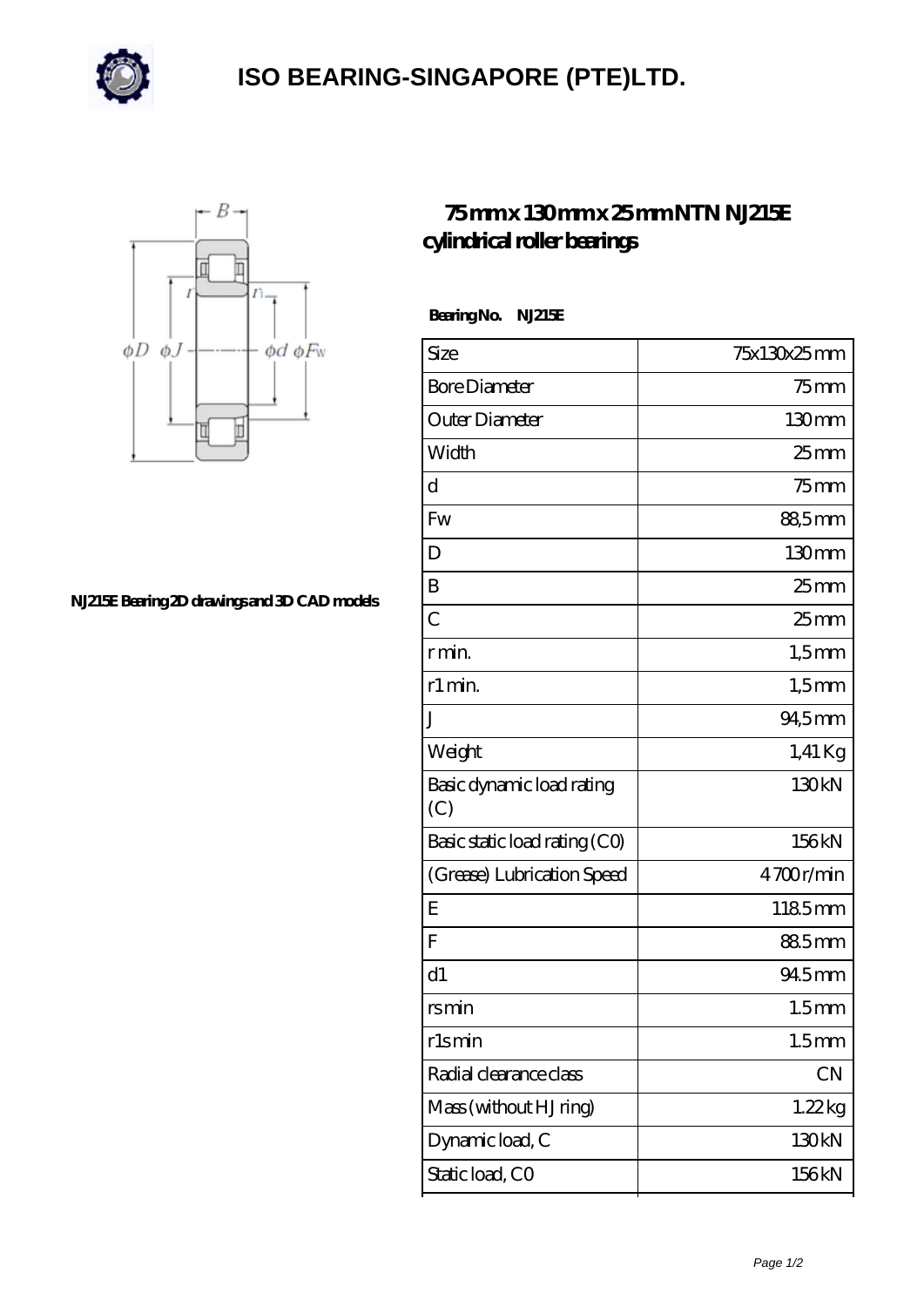# ISO BEARING-SINGAPORE (PTE)LTD.

## 75 mm x 130 mm x 25 mm NTN NJ215E cylindrical roller bearings

NJ215E Bearing 2D drawings and 3D CAD models

**Bearing No. NJ215E**

| Size | 75x130x25 mm |
|---|---|
| Bore Diameter | 75 mm |
| Outer Diameter | 130 mm |
| Width | 25 mm |
| d | 75 mm |
| Fw | 88,5 mm |
| D | 130 mm |
| B | 25 mm |
| C | 25 mm |
| r min. | 1,5 mm |
| r1 min. | 1,5 mm |
| J | 94,5 mm |
| Weight | 1,41 Kg |
| Basic dynamic load rating (C) | 130 kN |
| Basic static load rating (C0) | 156 kN |
| (Grease) Lubrication Speed | 4 700 r/min |
| E | 118.5 mm |
| F | 88.5 mm |
| d1 | 94.5 mm |
| rs min | 1.5 mm |
| r1s min | 1.5 mm |
| Radial clearance class | CN |
| Mass (without HJ ring) | 1.22 kg |
| Dynamic load, C | 130 kN |
| Static load, C0 | 156 kN |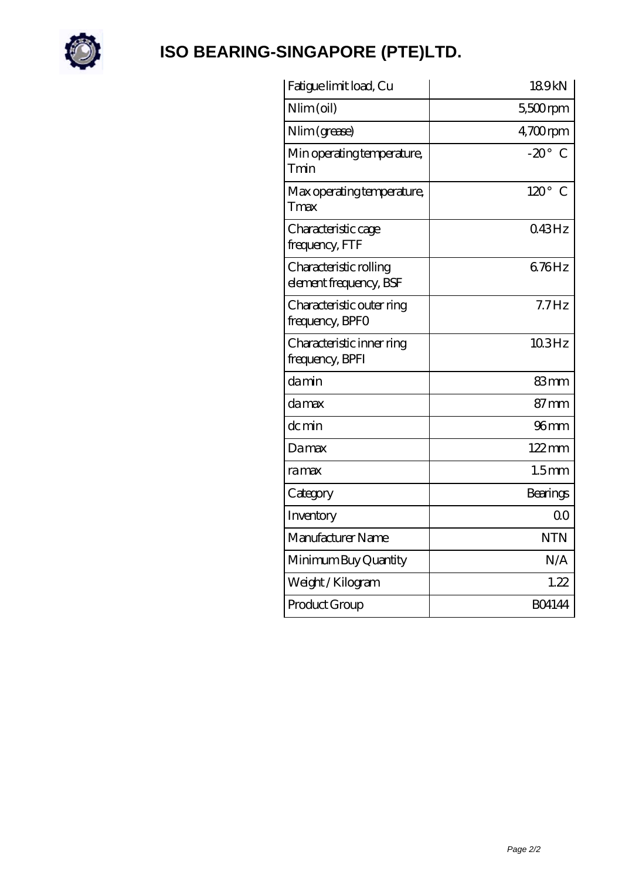# ISO BEARING-SINGAPORE (PTE)LTD.

| | |
|---|---|
| Fatigue limit load, Cu | 18.9 kN |
| Nlim (oil) | 5,500 rpm |
| Nlim (grease) | 4,700 rpm |
| Min operating temperature, Tmin | -20 ° C |
| Max operating temperature, Tmax | 120 ° C |
| Characteristic cage frequency, FTF | 0.43 Hz |
| Characteristic rolling element frequency, BSF | 6.76 Hz |
| Characteristic outer ring frequency, BPFO | 7.7 Hz |
| Characteristic inner ring frequency, BPFI | 10.3 Hz |
| da min | 83 mm |
| da max | 87 mm |
| dc min | 96 mm |
| Da max | 122 mm |
| ra max | 1.5 mm |
| Category | Bearings |
| Inventory | 0.0 |
| Manufacturer Name | NTN |
| Minimum Buy Quantity | N/A |
| Weight / Kilogram | 1.22 |
| Product Group | B04144 |